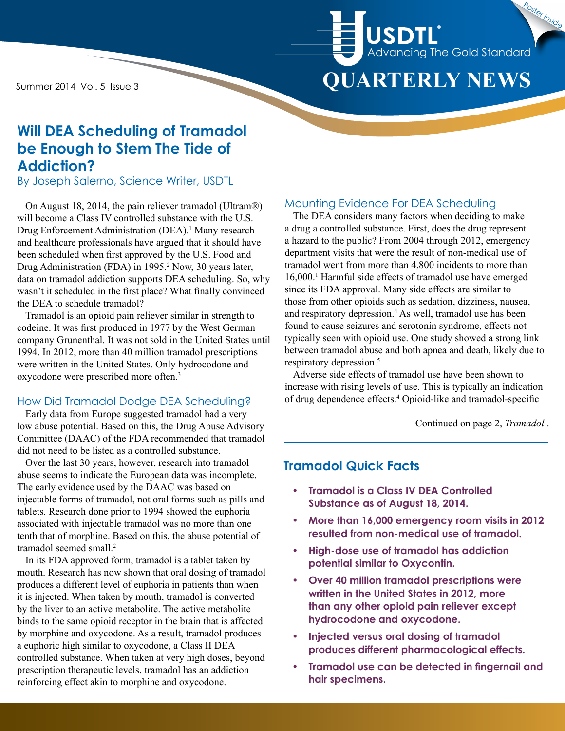USDTL®
Advancing The Gold Standard

# QUARTERLY NEWS

Summer 2014 Vol. 5 Issue 3

Poster Inside

## Will DEA Scheduling of Tramadol be Enough to Stem The Tide of Addiction?

By Joseph Salerno, Science Writer, USDTL

On August 18, 2014, the pain reliever tramadol (Ultram®) will become a Class IV controlled substance with the U.S. Drug Enforcement Administration (DEA).[1] Many research and healthcare professionals have argued that it should have been scheduled when first approved by the U.S. Food and Drug Administration (FDA) in 1995.[2] Now, 30 years later, data on tramadol addiction supports DEA scheduling. So, why wasn't it scheduled in the first place? What finally convinced the DEA to schedule tramadol?

Tramadol is an opioid pain reliever similar in strength to codeine. It was first produced in 1977 by the West German company Grunenthal. It was not sold in the United States until 1994. In 2012, more than 40 million tramadol prescriptions were written in the United States. Only hydrocodone and oxycodone were prescribed more often.[3]

### How Did Tramadol Dodge DEA Scheduling?

Early data from Europe suggested tramadol had a very low abuse potential. Based on this, the Drug Abuse Advisory Committee (DAAC) of the FDA recommended that tramadol did not need to be listed as a controlled substance.

Over the last 30 years, however, research into tramadol abuse seems to indicate the European data was incomplete. The early evidence used by the DAAC was based on injectable forms of tramadol, not oral forms such as pills and tablets. Research done prior to 1994 showed the euphoria associated with injectable tramadol was no more than one tenth that of morphine. Based on this, the abuse potential of tramadol seemed small.[2]

In its FDA approved form, tramadol is a tablet taken by mouth. Research has now shown that oral dosing of tramadol produces a different level of euphoria in patients than when it is injected. When taken by mouth, tramadol is converted by the liver to an active metabolite. The active metabolite binds to the same opioid receptor in the brain that is affected by morphine and oxycodone. As a result, tramadol produces a euphoric high similar to oxycodone, a Class II DEA controlled substance. When taken at very high doses, beyond prescription therapeutic levels, tramadol has an addiction reinforcing effect akin to morphine and oxycodone.

### Mounting Evidence For DEA Scheduling

The DEA considers many factors when deciding to make a drug a controlled substance. First, does the drug represent a hazard to the public? From 2004 through 2012, emergency department visits that were the result of non-medical use of tramadol went from more than 4,800 incidents to more than 16,000.[1] Harmful side effects of tramadol use have emerged since its FDA approval. Many side effects are similar to those from other opioids such as sedation, dizziness, nausea, and respiratory depression.[4] As well, tramadol use has been found to cause seizures and serotonin syndrome, effects not typically seen with opioid use. One study showed a strong link between tramadol abuse and both apnea and death, likely due to respiratory depression.[5]

Adverse side effects of tramadol use have been shown to increase with rising levels of use. This is typically an indication of drug dependence effects.[4] Opioid-like and tramadol-specific

Continued on page 2, *Tramadol* .

### Tramadol Quick Facts

- **Tramadol is a Class IV DEA Controlled Substance as of August 18, 2014.**
- **More than 16,000 emergency room visits in 2012 resulted from non-medical use of tramadol.**
- **High-dose use of tramadol has addiction potential similar to Oxycontin.**
- **Over 40 million tramadol prescriptions were written in the United States in 2012, more than any other opioid pain reliever except hydrocodone and oxycodone.**
- **Injected versus oral dosing of tramadol produces different pharmacological effects.**
- **Tramadol use can be detected in fingernail and hair specimens.**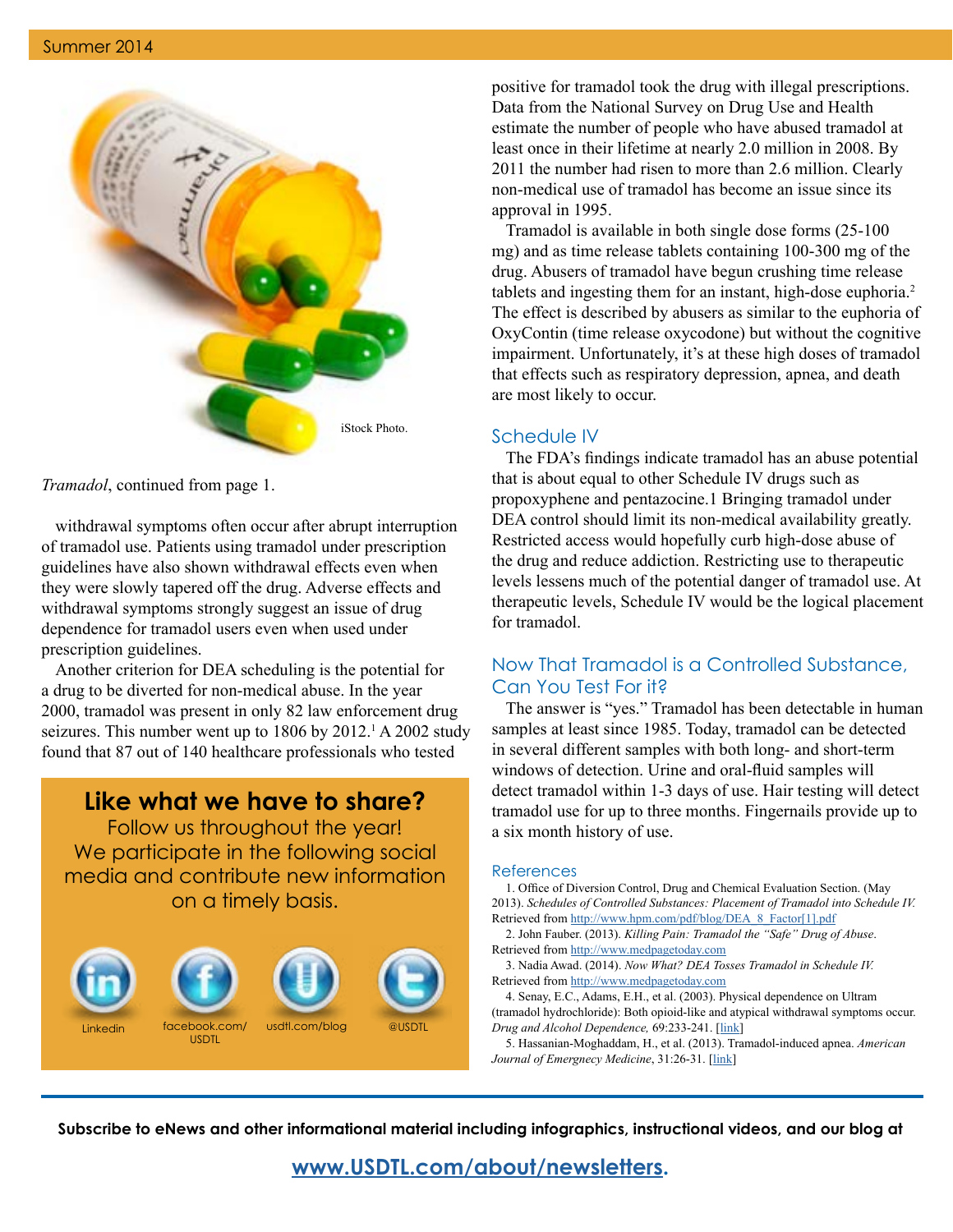iStock Photo.

*Tramadol*, continued from page 1.

withdrawal symptoms often occur after abrupt interruption of tramadol use. Patients using tramadol under prescription guidelines have also shown withdrawal effects even when they were slowly tapered off the drug. Adverse effects and withdrawal symptoms strongly suggest an issue of drug dependence for tramadol users even when used under prescription guidelines.

Another criterion for DEA scheduling is the potential for a drug to be diverted for non-medical abuse. In the year 2000, tramadol was present in only 82 law enforcement drug seizures. This number went up to 1806 by 2012.[1] A 2002 study found that 87 out of 140 healthcare professionals who tested positive for tramadol took the drug with illegal prescriptions. Data from the National Survey on Drug Use and Health estimate the number of people who have abused tramadol at least once in their lifetime at nearly 2.0 million in 2008. By 2011 the number had risen to more than 2.6 million. Clearly non-medical use of tramadol has become an issue since its approval in 1995.

Tramadol is available in both single dose forms (25-100 mg) and as time release tablets containing 100-300 mg of the drug. Abusers of tramadol have begun crushing time release tablets and ingesting them for an instant, high-dose euphoria.[2] The effect is described by abusers as similar to the euphoria of OxyContin (time release oxycodone) but without the cognitive impairment. Unfortunately, it's at these high doses of tramadol that effects such as respiratory depression, apnea, and death are most likely to occur.

## Schedule IV

The FDA's findings indicate tramadol has an abuse potential that is about equal to other Schedule IV drugs such as propoxyphene and pentazocine.1 Bringing tramadol under DEA control should limit its non-medical availability greatly. Restricted access would hopefully curb high-dose abuse of the drug and reduce addiction. Restricting use to therapeutic levels lessens much of the potential danger of tramadol use. At therapeutic levels, Schedule IV would be the logical placement for tramadol.

## Now That Tramadol is a Controlled Substance, Can You Test For it?

The answer is "yes." Tramadol has been detectable in human samples at least since 1985. Today, tramadol can be detected in several different samples with both long- and short-term windows of detection. Urine and oral-fluid samples will detect tramadol within 1-3 days of use. Hair testing will detect tramadol use for up to three months. Fingernails provide up to a six month history of use.

## References

1. Office of Diversion Control, Drug and Chemical Evaluation Section. (May 2013). *Schedules of Controlled Substances: Placement of Tramadol into Schedule IV.* Retrieved from http://www.hpm.com/pdf/blog/DEA_8_Factor[1].pdf

2. John Fauber. (2013). *Killing Pain: Tramadol the "Safe" Drug of Abuse*. Retrieved from http://www.medpagetoday.com

3. Nadia Awad. (2014). *Now What? DEA Tosses Tramadol in Schedule IV.* Retrieved from http://www.medpagetoday.com

4. Senay, E.C., Adams, E.H., et al. (2003). Physical dependence on Ultram (tramadol hydrochloride): Both opioid-like and atypical withdrawal symptoms occur. *Drug and Alcohol Dependence,* 69:233-241. [link]

5. Hassanian-Moghaddam, H., et al. (2013). Tramadol-induced apnea. *American Journal of Emergency Medicine*, 31:26-31. [link]

**Like what we have to share?**

Follow us throughout the year!
We participate in the following social media and contribute new information on a timely basis.

Linkedin | facebook.com/USDTL | usdtl.com/blog | @USDTL

**Subscribe to eNews and other informational material including infographics, instructional videos, and our blog at**

**www.USDTL.com/about/newsletters.**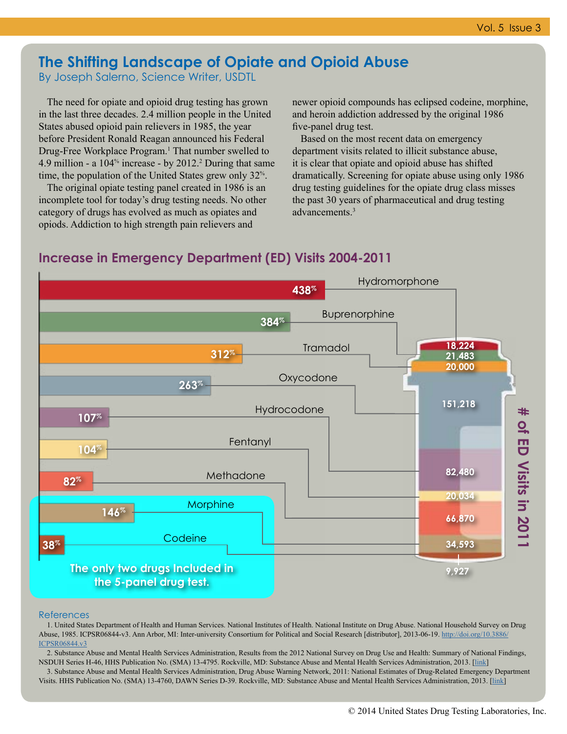# The Shifting Landscape of Opiate and Opioid Abuse

By Joseph Salerno, Science Writer, USDTL

The need for opiate and opioid drug testing has grown in the last three decades. 2.4 million people in the United States abused opioid pain relievers in 1985, the year before President Ronald Reagan announced his Federal Drug-Free Workplace Program.[1] That number swelled to 4.9 million - a 104% increase - by 2012.[2] During that same time, the population of the United States grew only 32%.

The original opiate testing panel created in 1986 is an incomplete tool for today's drug testing needs. No other category of drugs has evolved as much as opiates and opiods. Addiction to high strength pain relievers and newer opioid compounds has eclipsed codeine, morphine, and heroin addiction addressed by the original 1986 five-panel drug test.

Based on the most recent data on emergency department visits related to illicit substance abuse, it is clear that opiate and opioid abuse has shifted dramatically. Screening for opiate abuse using only 1986 drug testing guidelines for the opiate drug class misses the past 30 years of pharmaceutical and drug testing advancements.[3]

## Increase in Emergency Department (ED) Visits 2004-2011

| Drug | Increase 2004-2011 | # of ED Visits in 2011 |
|---|---|---|
| Hydromorphone | 438% | 18,224 |
| Buprenorphine | 384% | 21,483 |
| Tramadol | 312% | 20,000 |
| Oxycodone | 263% | 151,218 |
| Hydrocodone | 107% | 82,480 |
| Fentanyl | 104% | 20,034 |
| Methadone | 82% | 66,870 |
| Morphine | 146% | 34,593 |
| Codeine | 38% | 9,927 |

The only two drugs Included in the 5-panel drug test. (Morphine and Codeine)

### References

1. United States Department of Health and Human Services. National Institutes of Health. National Institute on Drug Abuse. National Household Survey on Drug Abuse, 1985. ICPSR06844-v3. Ann Arbor, MI: Inter-university Consortium for Political and Social Research [distributor], 2013-06-19. http://doi.org/10.3886/ICPSR06844.v3

2. Substance Abuse and Mental Health Services Administration, Results from the 2012 National Survey on Drug Use and Health: Summary of National Findings, NSDUH Series H-46, HHS Publication No. (SMA) 13-4795. Rockville, MD: Substance Abuse and Mental Health Services Administration, 2013. [link]

3. Substance Abuse and Mental Health Services Administration, Drug Abuse Warning Network, 2011: National Estimates of Drug-Related Emergency Department Visits. HHS Publication No. (SMA) 13-4760, DAWN Series D-39. Rockville, MD: Substance Abuse and Mental Health Services Administration, 2013. [link]

© 2014 United States Drug Testing Laboratories, Inc.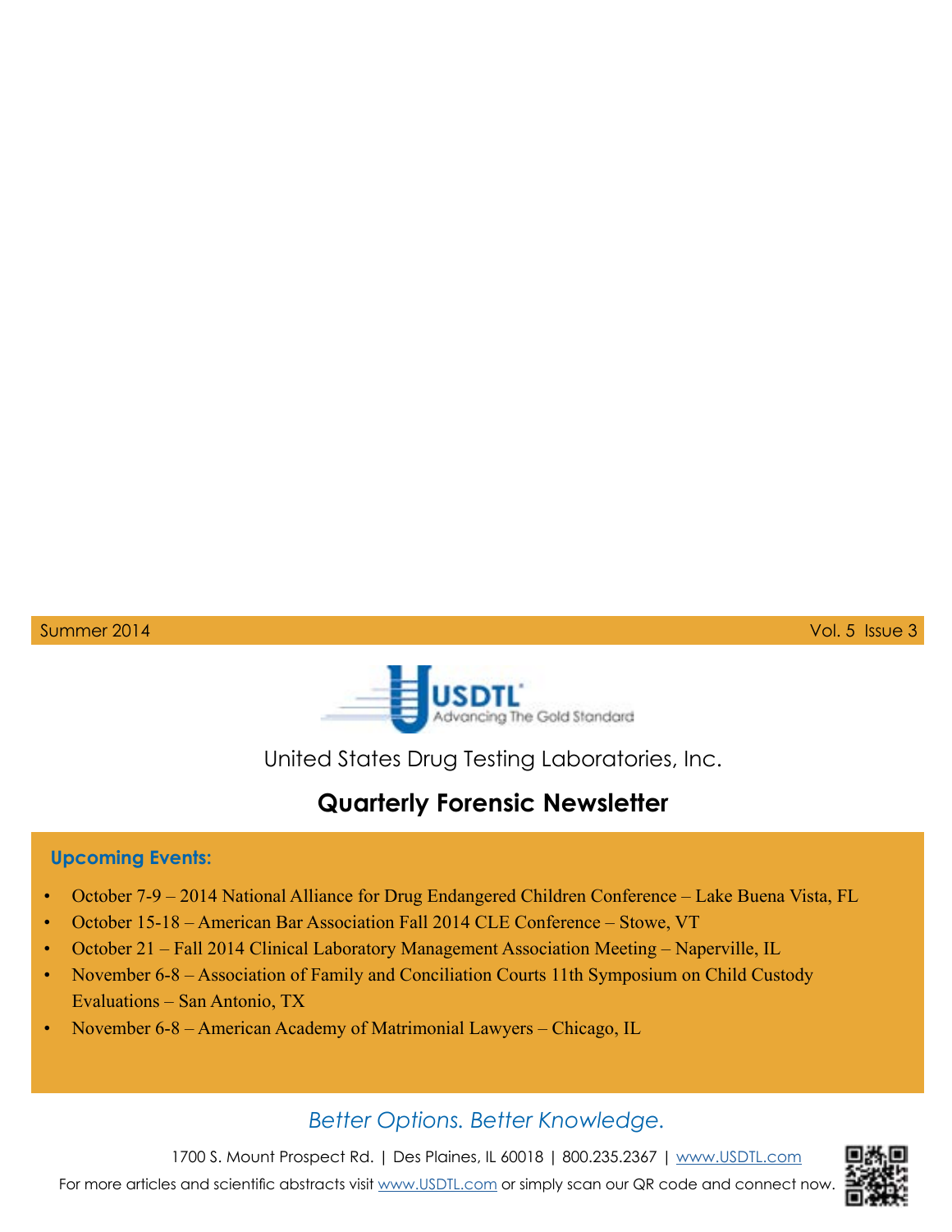Summer 2014 Vol. 5 Issue 3

USDTL® Advancing The Gold Standard

United States Drug Testing Laboratories, Inc.

## Quarterly Forensic Newsletter

### Upcoming Events:

- October 7-9 – 2014 National Alliance for Drug Endangered Children Conference – Lake Buena Vista, FL
- October 15-18 – American Bar Association Fall 2014 CLE Conference – Stowe, VT
- October 21 – Fall 2014 Clinical Laboratory Management Association Meeting – Naperville, IL
- November 6-8 – Association of Family and Conciliation Courts 11th Symposium on Child Custody Evaluations – San Antonio, TX
- November 6-8 – American Academy of Matrimonial Lawyers – Chicago, IL

*Better Options. Better Knowledge.*

1700 S. Mount Prospect Rd. | Des Plaines, IL 60018 | 800.235.2367 | www.USDTL.com

For more articles and scientific abstracts visit www.USDTL.com or simply scan our QR code and connect now.